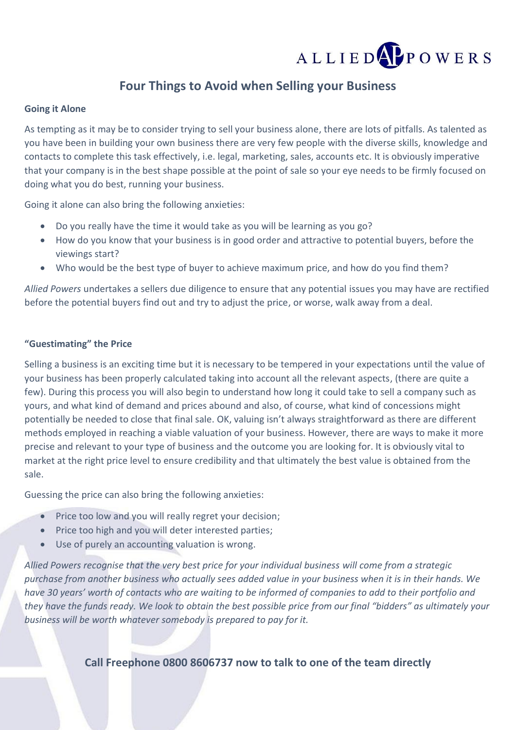# Four Things to Avoid when Selling your Business

**Going it Alone**

As tempting as it may be to consider trying to sell your business alone, there are lots of pitfalls. As talented as you have been in building your own business there are very few people with the diverse skills, knowledge and contacts to complete this task effectively, i.e. legal, marketing, sales, accounts etc. It is obviously imperative that your company is in the best shape possible at the point of sale so your eye needs to be firmly focused on doing what you do best, running your business.

Going it alone can also bring the following anxieties:

- Do you really have the time it would take as you will be learning as you go?
- How do you know that your business is in good order and attractive to potential buyers, before the viewings start?
- Who would be the best type of buyer to achieve maximum price, and how do you find them?

*Allied Powers* undertakes a sellers due diligence to ensure that any potential issues you may have are rectified before the potential buyers find out and try to adjust the price, or worse, walk away from a deal.

**"Guestimating" the Price**

Selling a business is an exciting time but it is necessary to be tempered in your expectations until the value of your business has been properly calculated taking into account all the relevant aspects, (there are quite a few). During this process you will also begin to understand how long it could take to sell a company such as yours, and what kind of demand and prices abound and also, of course, what kind of concessions might potentially be needed to close that final sale. OK, valuing isn't always straightforward as there are different methods employed in reaching a viable valuation of your business. However, there are ways to make it more precise and relevant to your type of business and the outcome you are looking for. It is obviously vital to market at the right price level to ensure credibility and that ultimately the best value is obtained from the sale.

Guessing the price can also bring the following anxieties:

- Price too low and you will really regret your decision;
- Price too high and you will deter interested parties;
- Use of purely an accounting valuation is wrong.

*Allied Powers recognise that the very best price for your individual business will come from a strategic purchase from another business who actually sees added value in your business when it is in their hands. We have 30 years' worth of contacts who are waiting to be informed of companies to add to their portfolio and they have the funds ready. We look to obtain the best possible price from our final "bidders" as ultimately your business will be worth whatever somebody is prepared to pay for it.*

**Call Freephone 0800 8606737 now to talk to one of the team directly**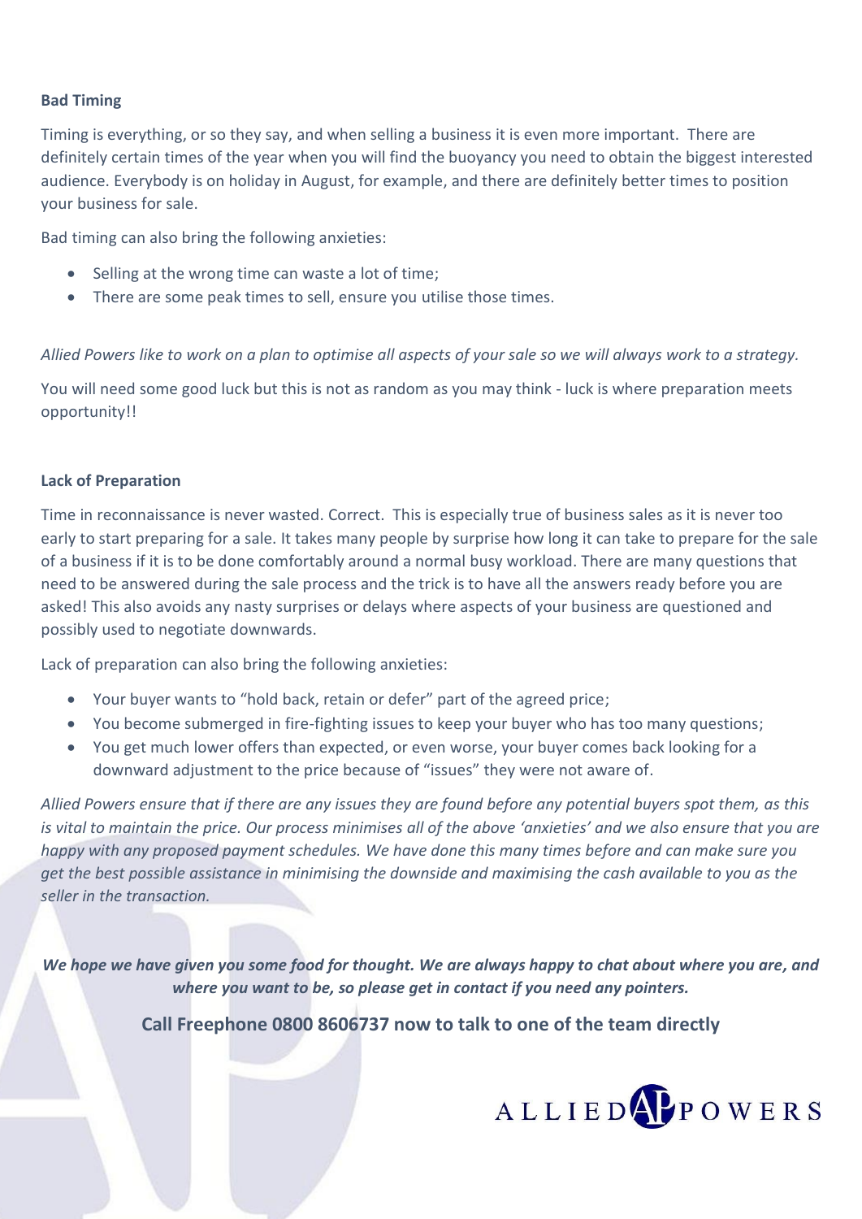### Bad Timing

Timing is everything, or so they say, and when selling a business it is even more important. There are definitely certain times of the year when you will find the buoyancy you need to obtain the biggest interested audience. Everybody is on holiday in August, for example, and there are definitely better times to position your business for sale.

Bad timing can also bring the following anxieties:

- Selling at the wrong time can waste a lot of time;
- There are some peak times to sell, ensure you utilise those times.

*Allied Powers like to work on a plan to optimise all aspects of your sale so we will always work to a strategy.*

You will need some good luck but this is not as random as you may think - luck is where preparation meets opportunity!!

### Lack of Preparation

Time in reconnaissance is never wasted. Correct. This is especially true of business sales as it is never too early to start preparing for a sale. It takes many people by surprise how long it can take to prepare for the sale of a business if it is to be done comfortably around a normal busy workload. There are many questions that need to be answered during the sale process and the trick is to have all the answers ready before you are asked! This also avoids any nasty surprises or delays where aspects of your business are questioned and possibly used to negotiate downwards.

Lack of preparation can also bring the following anxieties:

- Your buyer wants to "hold back, retain or defer" part of the agreed price;
- You become submerged in fire-fighting issues to keep your buyer who has too many questions;
- You get much lower offers than expected, or even worse, your buyer comes back looking for a downward adjustment to the price because of "issues" they were not aware of.

*Allied Powers ensure that if there are any issues they are found before any potential buyers spot them, as this is vital to maintain the price. Our process minimises all of the above 'anxieties' and we also ensure that you are happy with any proposed payment schedules. We have done this many times before and can make sure you get the best possible assistance in minimising the downside and maximising the cash available to you as the seller in the transaction.*

***We hope we have given you some food for thought. We are always happy to chat about where you are, and where you want to be, so please get in contact if you need any pointers.***

**Call Freephone 0800 8606737 now to talk to one of the team directly**

ALLIED AP POWERS